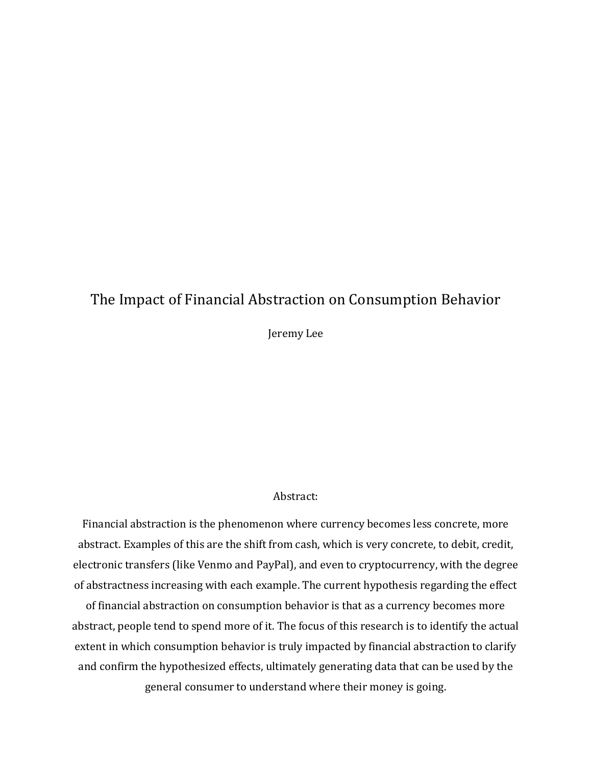# The Impact of Financial Abstraction on Consumption Behavior

Jeremy Lee

Abstract:

Financial abstraction is the phenomenon where currency becomes less concrete, more abstract. Examples of this are the shift from cash, which is very concrete, to debit, credit, electronic transfers (like Venmo and PayPal), and even to cryptocurrency, with the degree of abstractness increasing with each example. The current hypothesis regarding the effect of financial abstraction on consumption behavior is that as a currency becomes more abstract, people tend to spend more of it. The focus of this research is to identify the actual extent in which consumption behavior is truly impacted by financial abstraction to clarify and confirm the hypothesized effects, ultimately generating data that can be used by the general consumer to understand where their money is going.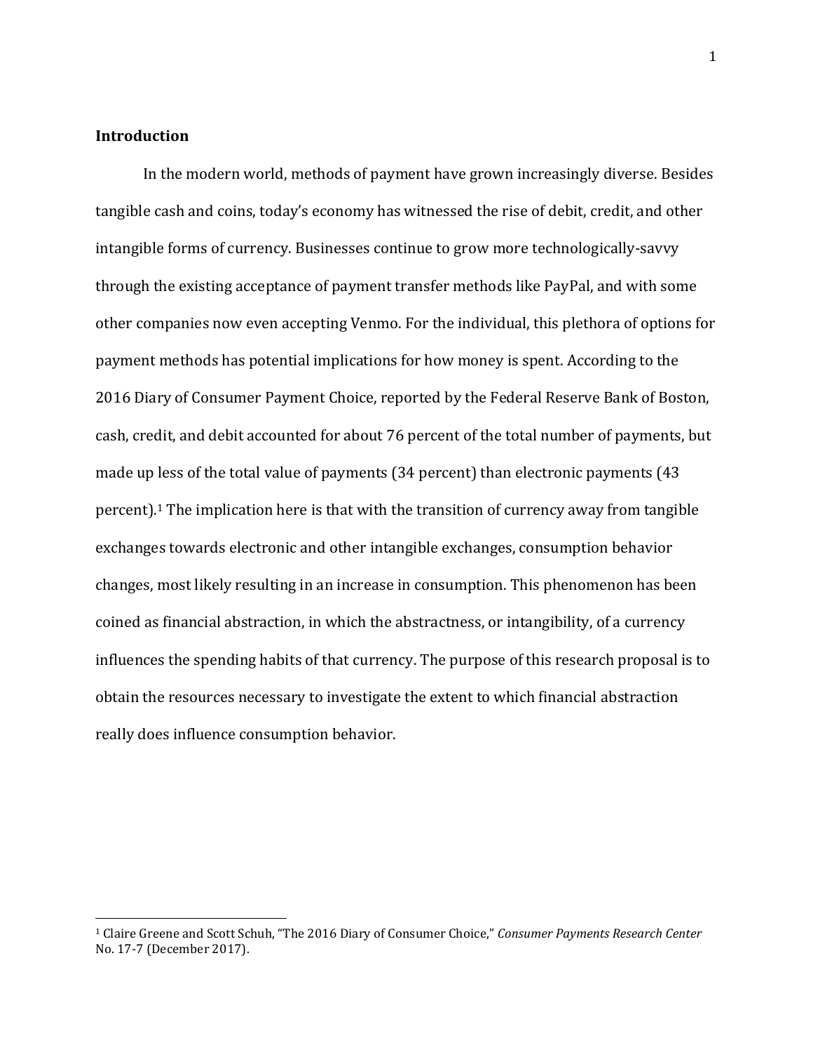## Introduction

In the modern world, methods of payment have grown increasingly diverse. Besides tangible cash and coins, today's economy has witnessed the rise of debit, credit, and other intangible forms of currency. Businesses continue to grow more technologically-savvy through the existing acceptance of payment transfer methods like PayPal, and with some other companies now even accepting Venmo. For the individual, this plethora of options for payment methods has potential implications for how money is spent. According to the 2016 Diary of Consumer Payment Choice, reported by the Federal Reserve Bank of Boston, cash, credit, and debit accounted for about 76 percent of the total number of payments, but made up less of the total value of payments (34 percent) than electronic payments (43 percent).[1] The implication here is that with the transition of currency away from tangible exchanges towards electronic and other intangible exchanges, consumption behavior changes, most likely resulting in an increase in consumption. This phenomenon has been coined as financial abstraction, in which the abstractness, or intangibility, of a currency influences the spending habits of that currency. The purpose of this research proposal is to obtain the resources necessary to investigate the extent to which financial abstraction really does influence consumption behavior.

---

[1] Claire Greene and Scott Schuh, "The 2016 Diary of Consumer Choice," *Consumer Payments Research Center* No. 17-7 (December 2017).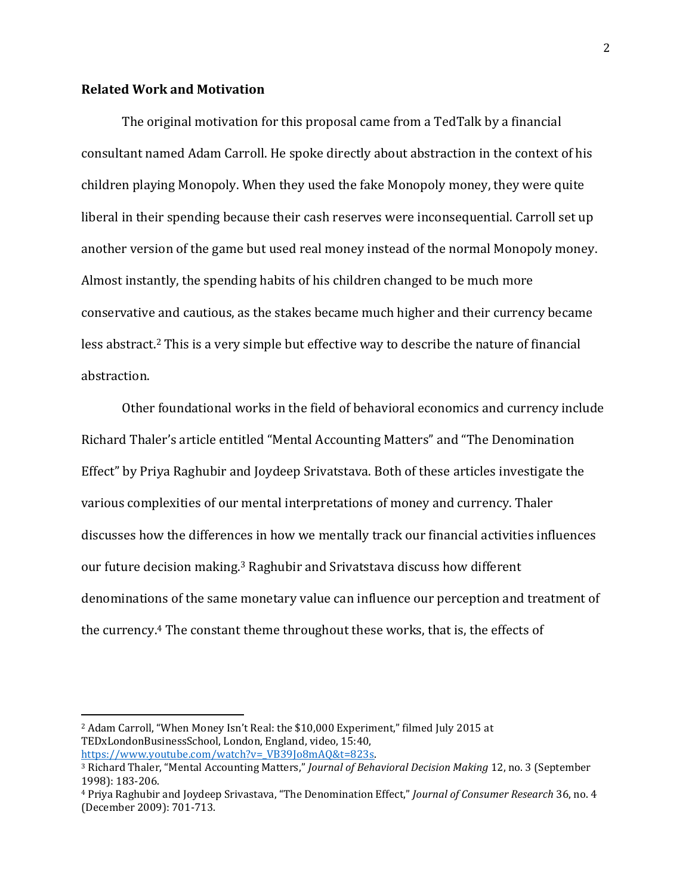**Related Work and Motivation**

The original motivation for this proposal came from a TedTalk by a financial consultant named Adam Carroll. He spoke directly about abstraction in the context of his children playing Monopoly. When they used the fake Monopoly money, they were quite liberal in their spending because their cash reserves were inconsequential. Carroll set up another version of the game but used real money instead of the normal Monopoly money. Almost instantly, the spending habits of his children changed to be much more conservative and cautious, as the stakes became much higher and their currency became less abstract.[2] This is a very simple but effective way to describe the nature of financial abstraction.

Other foundational works in the field of behavioral economics and currency include Richard Thaler's article entitled "Mental Accounting Matters" and "The Denomination Effect" by Priya Raghubir and Joydeep Srivatstava. Both of these articles investigate the various complexities of our mental interpretations of money and currency. Thaler discusses how the differences in how we mentally track our financial activities influences our future decision making.[3] Raghubir and Srivatstava discuss how different denominations of the same monetary value can influence our perception and treatment of the currency.[4] The constant theme throughout these works, that is, the effects of

---

[2] Adam Carroll, "When Money Isn't Real: the $10,000 Experiment," filmed July 2015 at TEDxLondonBusinessSchool, London, England, video, 15:40, https://www.youtube.com/watch?v=_VB39Jo8mAQ&t=823s.

[3] Richard Thaler, "Mental Accounting Matters," *Journal of Behavioral Decision Making* 12, no. 3 (September 1998): 183-206.

[4] Priya Raghubir and Joydeep Srivastava, "The Denomination Effect," *Journal of Consumer Research* 36, no. 4 (December 2009): 701-713.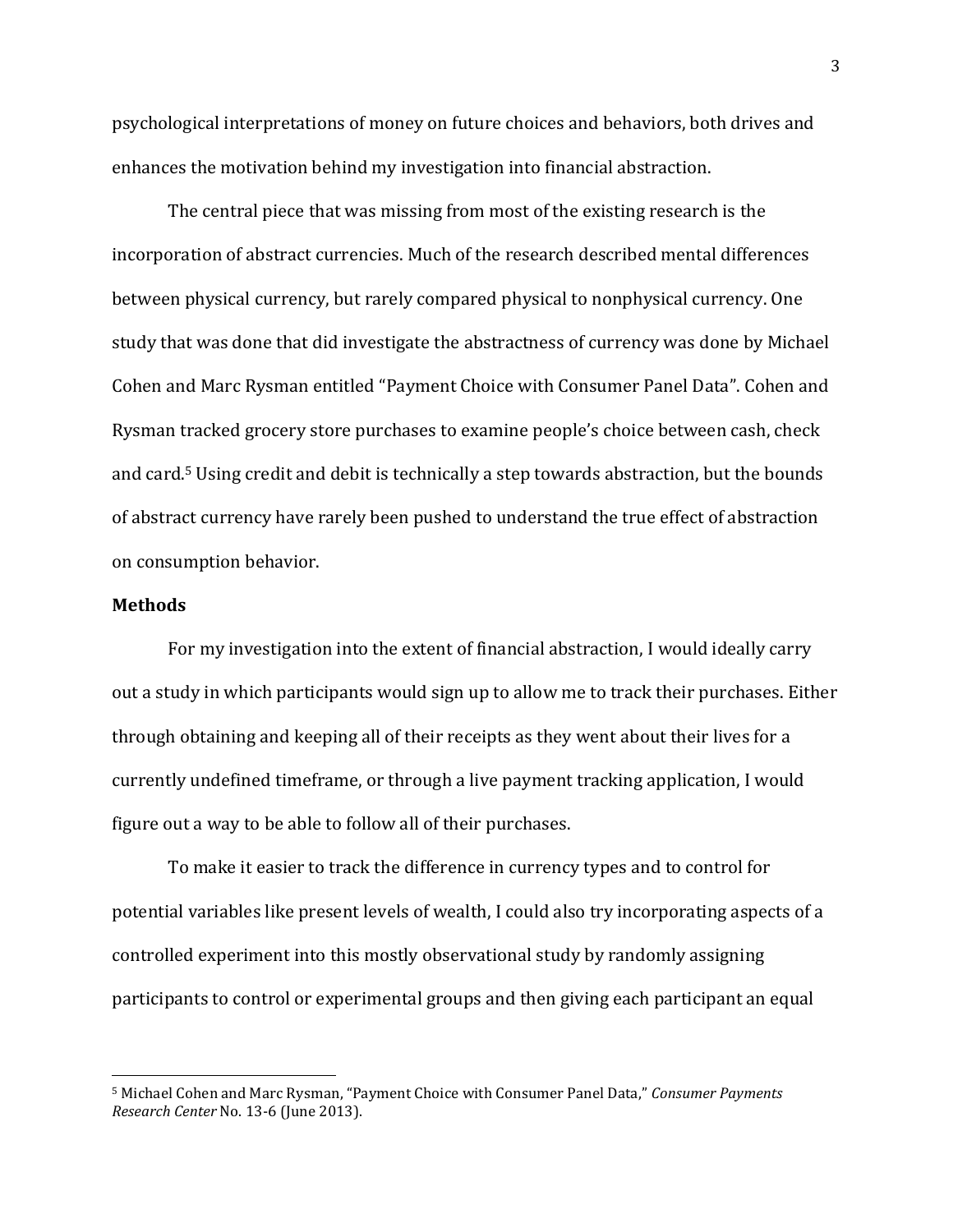psychological interpretations of money on future choices and behaviors, both drives and enhances the motivation behind my investigation into financial abstraction.

The central piece that was missing from most of the existing research is the incorporation of abstract currencies. Much of the research described mental differences between physical currency, but rarely compared physical to nonphysical currency. One study that was done that did investigate the abstractness of currency was done by Michael Cohen and Marc Rysman entitled "Payment Choice with Consumer Panel Data". Cohen and Rysman tracked grocery store purchases to examine people's choice between cash, check and card.[5] Using credit and debit is technically a step towards abstraction, but the bounds of abstract currency have rarely been pushed to understand the true effect of abstraction on consumption behavior.

**Methods**

For my investigation into the extent of financial abstraction, I would ideally carry out a study in which participants would sign up to allow me to track their purchases. Either through obtaining and keeping all of their receipts as they went about their lives for a currently undefined timeframe, or through a live payment tracking application, I would figure out a way to be able to follow all of their purchases.

To make it easier to track the difference in currency types and to control for potential variables like present levels of wealth, I could also try incorporating aspects of a controlled experiment into this mostly observational study by randomly assigning participants to control or experimental groups and then giving each participant an equal

---

[5] Michael Cohen and Marc Rysman, "Payment Choice with Consumer Panel Data," *Consumer Payments Research Center* No. 13-6 (June 2013).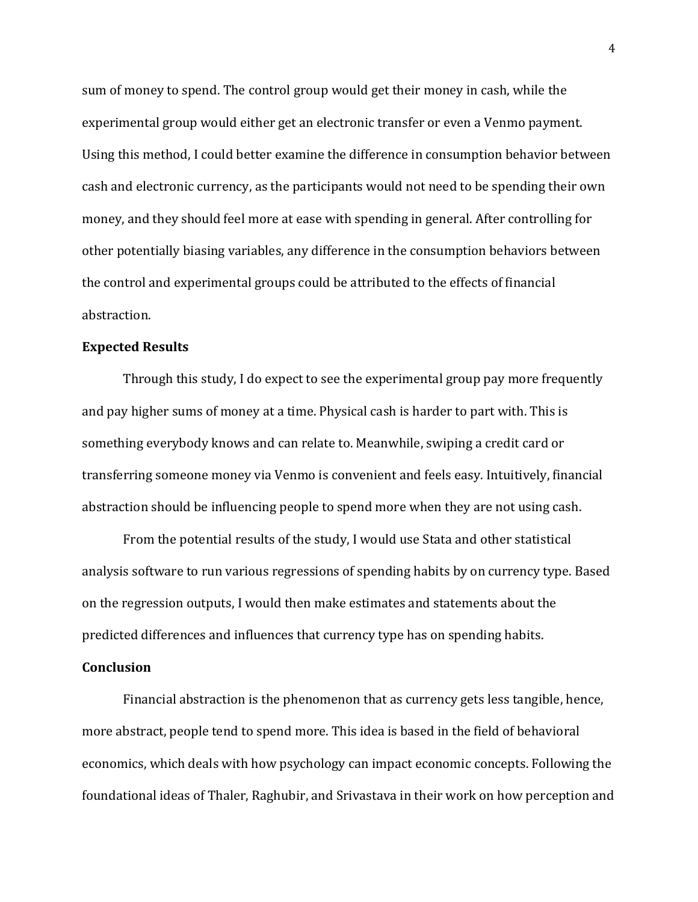sum of money to spend. The control group would get their money in cash, while the experimental group would either get an electronic transfer or even a Venmo payment. Using this method, I could better examine the difference in consumption behavior between cash and electronic currency, as the participants would not need to be spending their own money, and they should feel more at ease with spending in general. After controlling for other potentially biasing variables, any difference in the consumption behaviors between the control and experimental groups could be attributed to the effects of financial abstraction.

**Expected Results**

Through this study, I do expect to see the experimental group pay more frequently and pay higher sums of money at a time. Physical cash is harder to part with. This is something everybody knows and can relate to. Meanwhile, swiping a credit card or transferring someone money via Venmo is convenient and feels easy. Intuitively, financial abstraction should be influencing people to spend more when they are not using cash.

From the potential results of the study, I would use Stata and other statistical analysis software to run various regressions of spending habits by on currency type. Based on the regression outputs, I would then make estimates and statements about the predicted differences and influences that currency type has on spending habits.

**Conclusion**

Financial abstraction is the phenomenon that as currency gets less tangible, hence, more abstract, people tend to spend more. This idea is based in the field of behavioral economics, which deals with how psychology can impact economic concepts. Following the foundational ideas of Thaler, Raghubir, and Srivastava in their work on how perception and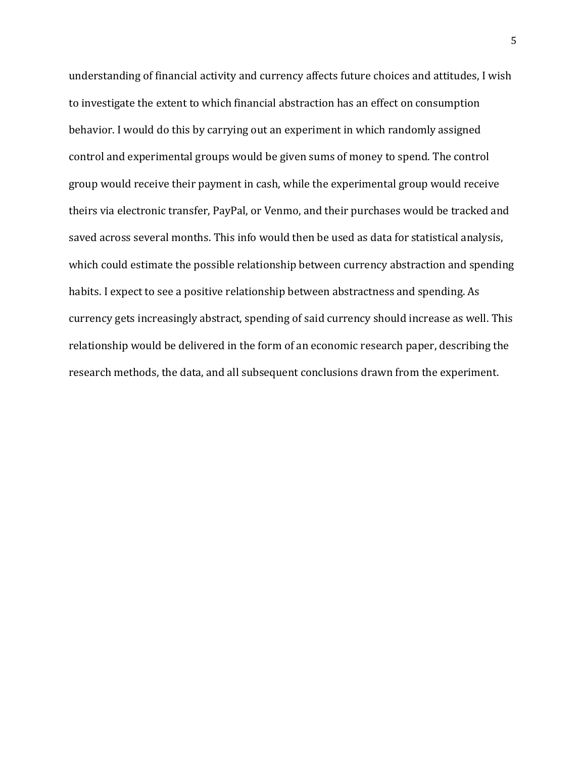understanding of financial activity and currency affects future choices and attitudes, I wish to investigate the extent to which financial abstraction has an effect on consumption behavior. I would do this by carrying out an experiment in which randomly assigned control and experimental groups would be given sums of money to spend. The control group would receive their payment in cash, while the experimental group would receive theirs via electronic transfer, PayPal, or Venmo, and their purchases would be tracked and saved across several months. This info would then be used as data for statistical analysis, which could estimate the possible relationship between currency abstraction and spending habits. I expect to see a positive relationship between abstractness and spending. As currency gets increasingly abstract, spending of said currency should increase as well. This relationship would be delivered in the form of an economic research paper, describing the research methods, the data, and all subsequent conclusions drawn from the experiment.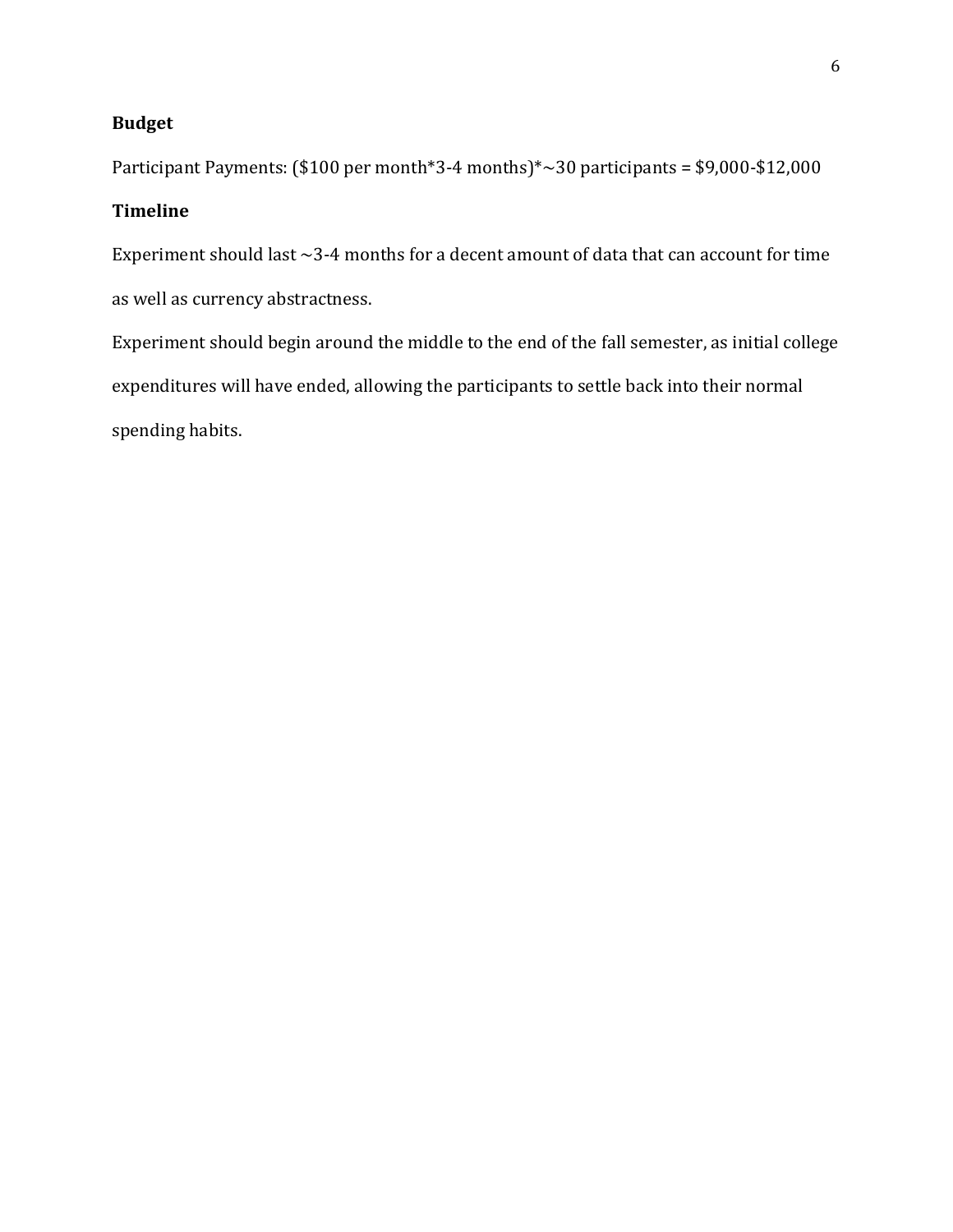**Budget**

Participant Payments: ($100 per month*3-4 months)*~30 participants = $9,000-$12,000

**Timeline**

Experiment should last ~3-4 months for a decent amount of data that can account for time as well as currency abstractness.

Experiment should begin around the middle to the end of the fall semester, as initial college expenditures will have ended, allowing the participants to settle back into their normal spending habits.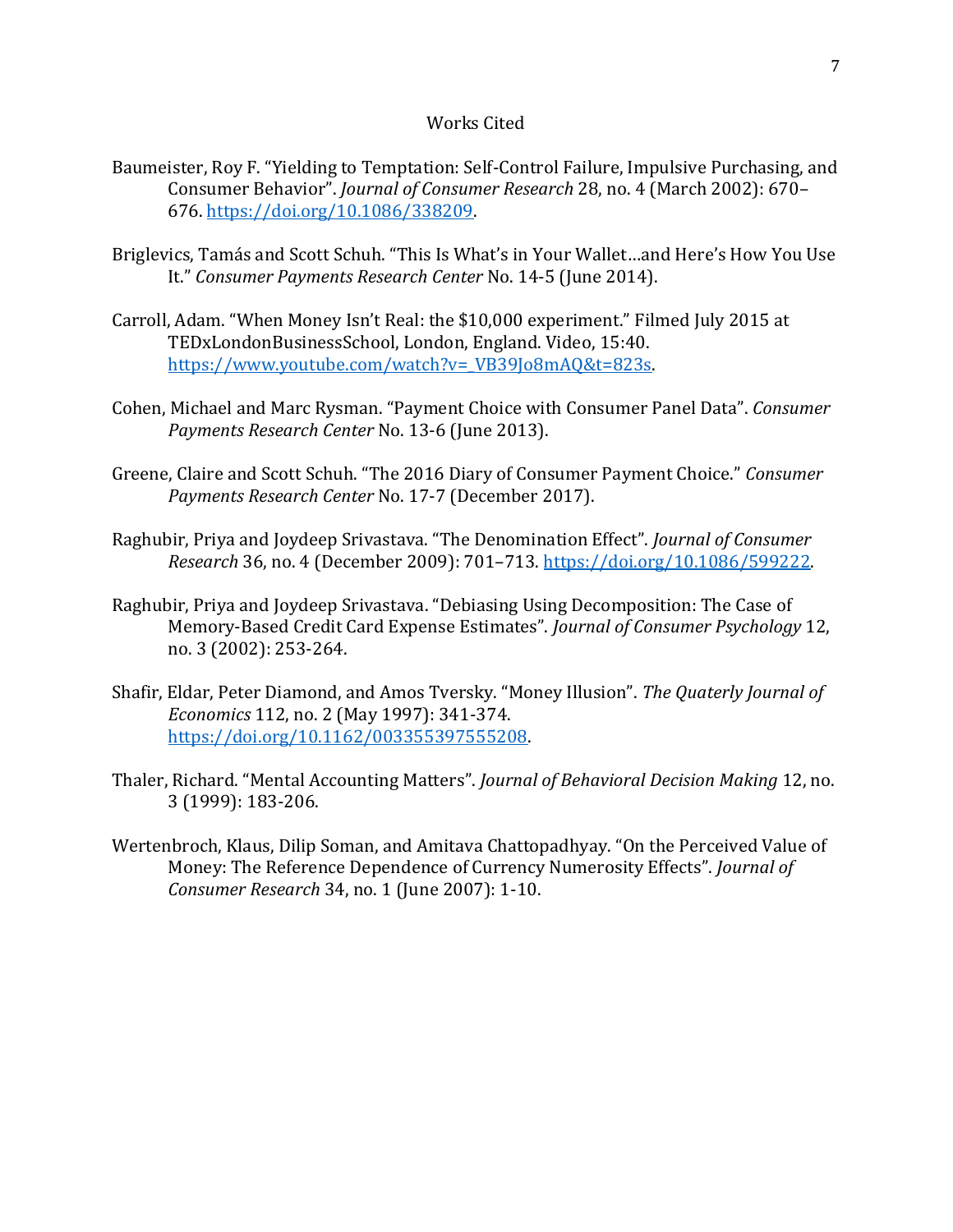# Works Cited

Baumeister, Roy F. "Yielding to Temptation: Self-Control Failure, Impulsive Purchasing, and Consumer Behavior". *Journal of Consumer Research* 28, no. 4 (March 2002): 670–676. https://doi.org/10.1086/338209.

Briglevics, Tamás and Scott Schuh. "This Is What's in Your Wallet…and Here's How You Use It." *Consumer Payments Research Center* No. 14-5 (June 2014).

Carroll, Adam. "When Money Isn't Real: the $10,000 experiment." Filmed July 2015 at TEDxLondonBusinessSchool, London, England. Video, 15:40. https://www.youtube.com/watch?v=_VB39Jo8mAQ&t=823s.

Cohen, Michael and Marc Rysman. "Payment Choice with Consumer Panel Data". *Consumer Payments Research Center* No. 13-6 (June 2013).

Greene, Claire and Scott Schuh. "The 2016 Diary of Consumer Payment Choice." *Consumer Payments Research Center* No. 17-7 (December 2017).

Raghubir, Priya and Joydeep Srivastava. "The Denomination Effect". *Journal of Consumer Research* 36, no. 4 (December 2009): 701–713. https://doi.org/10.1086/599222.

Raghubir, Priya and Joydeep Srivastava. "Debiasing Using Decomposition: The Case of Memory-Based Credit Card Expense Estimates". *Journal of Consumer Psychology* 12, no. 3 (2002): 253-264.

Shafir, Eldar, Peter Diamond, and Amos Tversky. "Money Illusion". *The Quaterly Journal of Economics* 112, no. 2 (May 1997): 341-374. https://doi.org/10.1162/003355397555208.

Thaler, Richard. "Mental Accounting Matters". *Journal of Behavioral Decision Making* 12, no. 3 (1999): 183-206.

Wertenbroch, Klaus, Dilip Soman, and Amitava Chattopadhyay. "On the Perceived Value of Money: The Reference Dependence of Currency Numerosity Effects". *Journal of Consumer Research* 34, no. 1 (June 2007): 1-10.